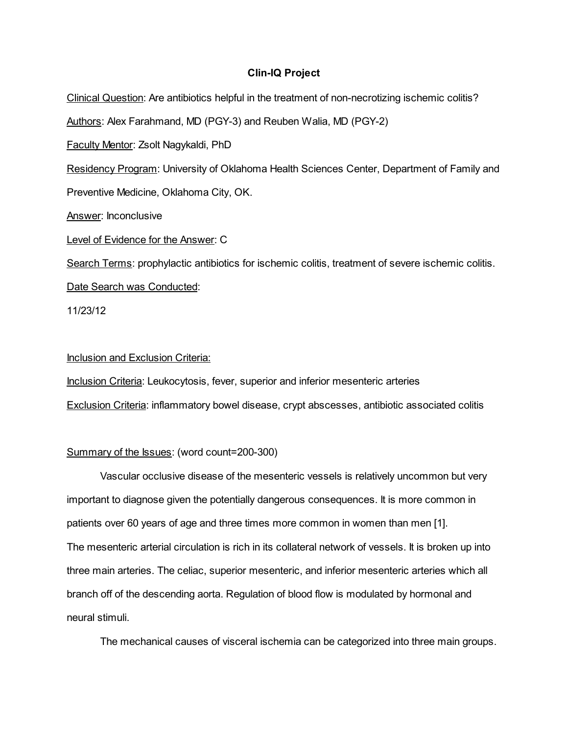# Clin-IQ Project

<u>Clinical Question</u>: Are antibiotics helpful in the treatment of non-necrotizing ischemic colitis?

<u>Authors</u>: Alex Farahmand, MD (PGY-3) and Reuben Walia, MD (PGY-2)

<u>Faculty Mentor</u>: Zsolt Nagykaldi, PhD

<u>Residency Program</u>: University of Oklahoma Health Sciences Center, Department of Family and Preventive Medicine, Oklahoma City, OK.

<u>Answer</u>: Inconclusive

<u>Level of Evidence for the Answer</u>: C

<u>Search Terms</u>: prophylactic antibiotics for ischemic colitis, treatment of severe ischemic colitis.

<u>Date Search was Conducted</u>:

11/23/12

<u>Inclusion and Exclusion Criteria:</u>

<u>Inclusion Criteria</u>: Leukocytosis, fever, superior and inferior mesenteric arteries

<u>Exclusion Criteria</u>: inflammatory bowel disease, crypt abscesses, antibiotic associated colitis

<u>Summary of the Issues</u>: (word count=200-300)

Vascular occlusive disease of the mesenteric vessels is relatively uncommon but very important to diagnose given the potentially dangerous consequences. It is more common in patients over 60 years of age and three times more common in women than men [1].

The mesenteric arterial circulation is rich in its collateral network of vessels. It is broken up into three main arteries. The celiac, superior mesenteric, and inferior mesenteric arteries which all branch off of the descending aorta. Regulation of blood flow is modulated by hormonal and neural stimuli.

The mechanical causes of visceral ischemia can be categorized into three main groups.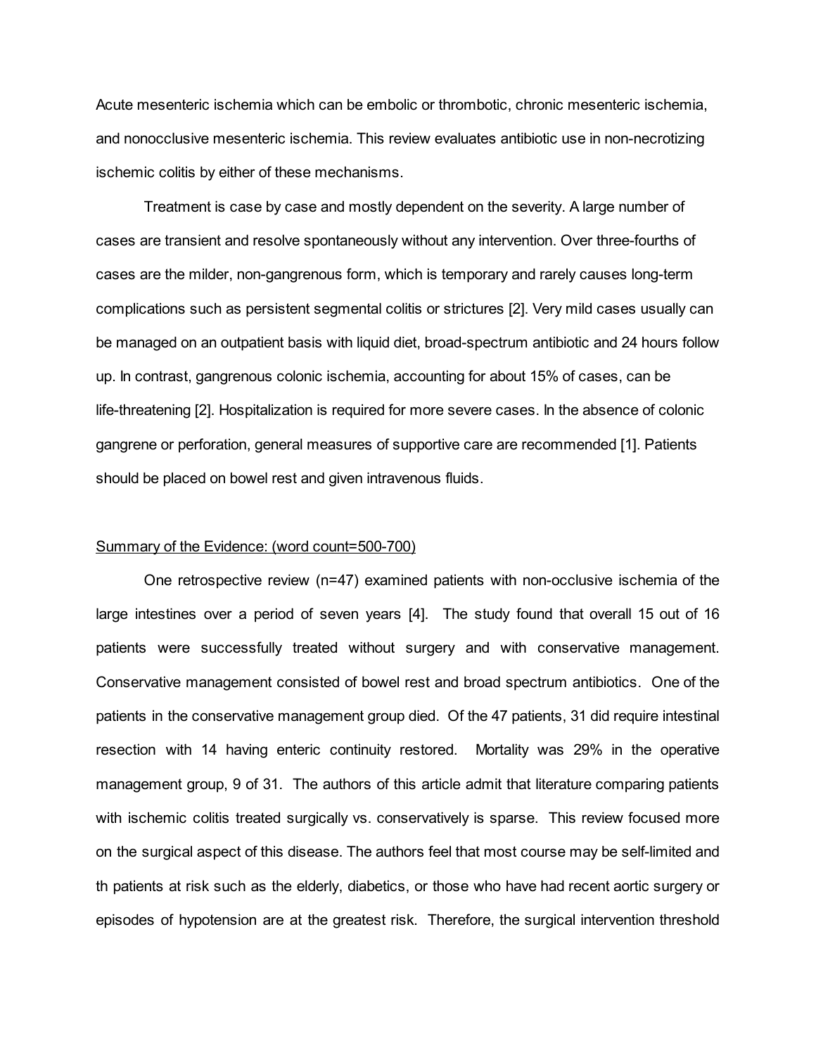Acute mesenteric ischemia which can be embolic or thrombotic, chronic mesenteric ischemia, and nonocclusive mesenteric ischemia. This review evaluates antibiotic use in non-necrotizing ischemic colitis by either of these mechanisms.

Treatment is case by case and mostly dependent on the severity. A large number of cases are transient and resolve spontaneously without any intervention. Over three-fourths of cases are the milder, non-gangrenous form, which is temporary and rarely causes long-term complications such as persistent segmental colitis or strictures [2]. Very mild cases usually can be managed on an outpatient basis with liquid diet, broad-spectrum antibiotic and 24 hours follow up. In contrast, gangrenous colonic ischemia, accounting for about 15% of cases, can be life-threatening [2]. Hospitalization is required for more severe cases. In the absence of colonic gangrene or perforation, general measures of supportive care are recommended [1]. Patients should be placed on bowel rest and given intravenous fluids.

<u>Summary of the Evidence: (word count=500-700)</u>

One retrospective review (n=47) examined patients with non-occlusive ischemia of the large intestines over a period of seven years [4]. The study found that overall 15 out of 16 patients were successfully treated without surgery and with conservative management. Conservative management consisted of bowel rest and broad spectrum antibiotics. One of the patients in the conservative management group died. Of the 47 patients, 31 did require intestinal resection with 14 having enteric continuity restored. Mortality was 29% in the operative management group, 9 of 31. The authors of this article admit that literature comparing patients with ischemic colitis treated surgically vs. conservatively is sparse. This review focused more on the surgical aspect of this disease. The authors feel that most course may be self-limited and th patients at risk such as the elderly, diabetics, or those who have had recent aortic surgery or episodes of hypotension are at the greatest risk. Therefore, the surgical intervention threshold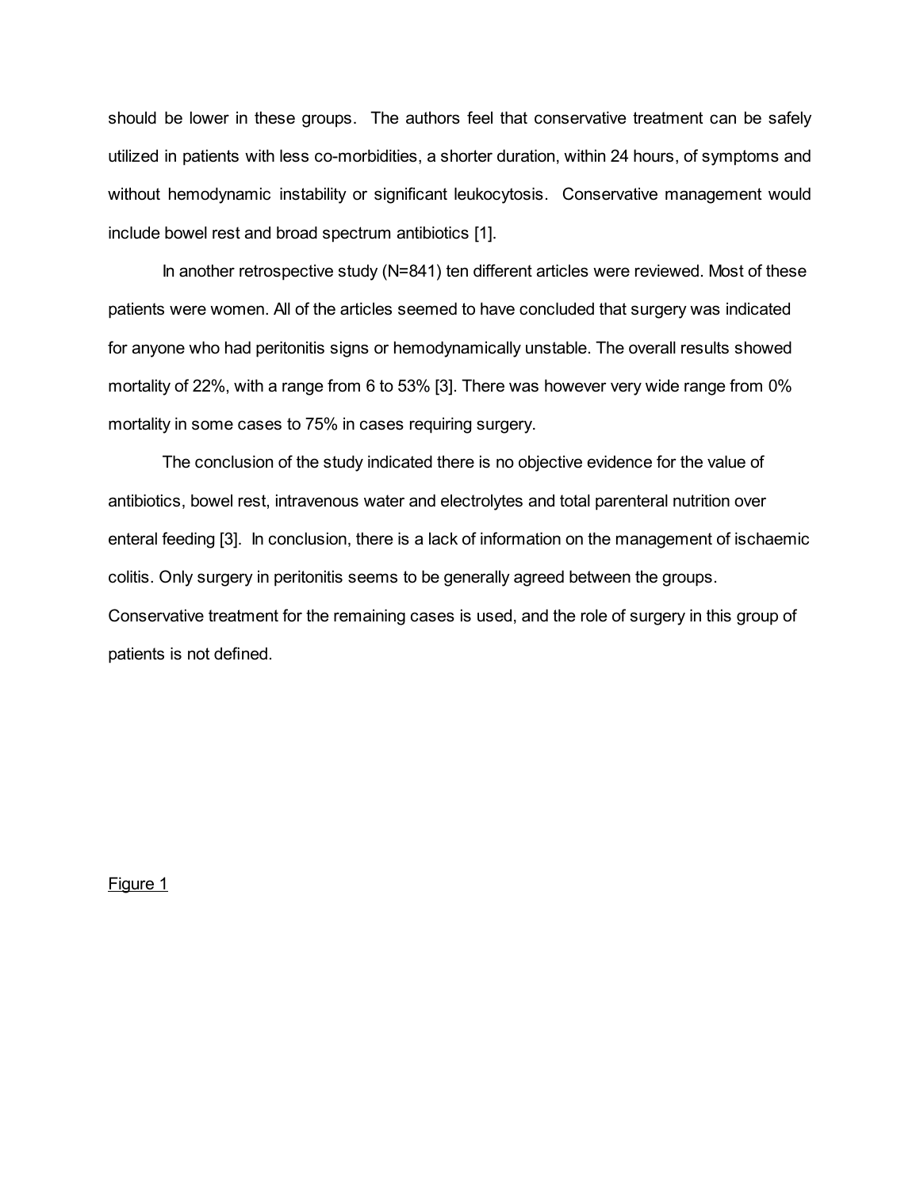should be lower in these groups. The authors feel that conservative treatment can be safely utilized in patients with less co-morbidities, a shorter duration, within 24 hours, of symptoms and without hemodynamic instability or significant leukocytosis. Conservative management would include bowel rest and broad spectrum antibiotics [1].

In another retrospective study (N=841) ten different articles were reviewed. Most of these patients were women. All of the articles seemed to have concluded that surgery was indicated for anyone who had peritonitis signs or hemodynamically unstable. The overall results showed mortality of 22%, with a range from 6 to 53% [3]. There was however very wide range from 0% mortality in some cases to 75% in cases requiring surgery.

The conclusion of the study indicated there is no objective evidence for the value of antibiotics, bowel rest, intravenous water and electrolytes and total parenteral nutrition over enteral feeding [3]. In conclusion, there is a lack of information on the management of ischaemic colitis. Only surgery in peritonitis seems to be generally agreed between the groups. Conservative treatment for the remaining cases is used, and the role of surgery in this group of patients is not defined.

<u>Figure 1</u>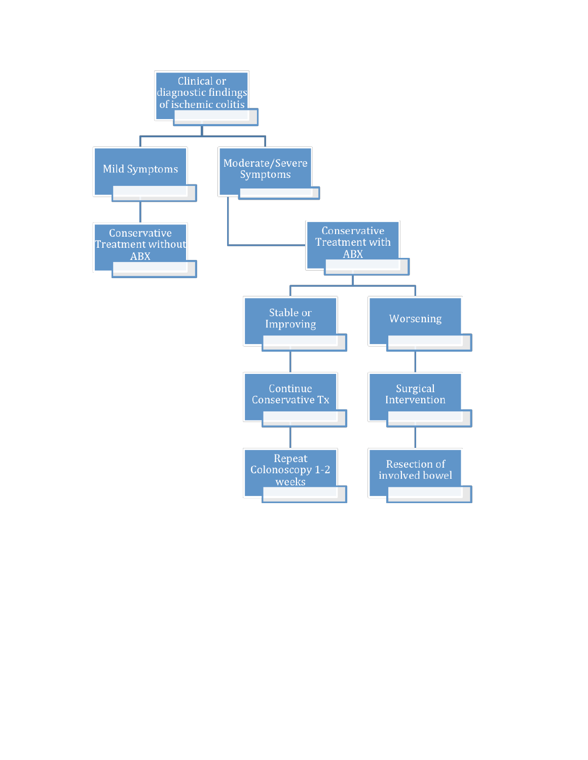- Clinical or diagnostic findings of ischemic colitis
  - Mild Symptoms
    - Conservative Treatment without ABX
  - Moderate/Severe Symptoms
    - Conservative Treatment with ABX
      - Stable or Improving
        - Continue Conservative Tx
          - Repeat Colonoscopy 1-2 weeks
      - Worsening
        - Surgical Intervention
          - Resection of involved bowel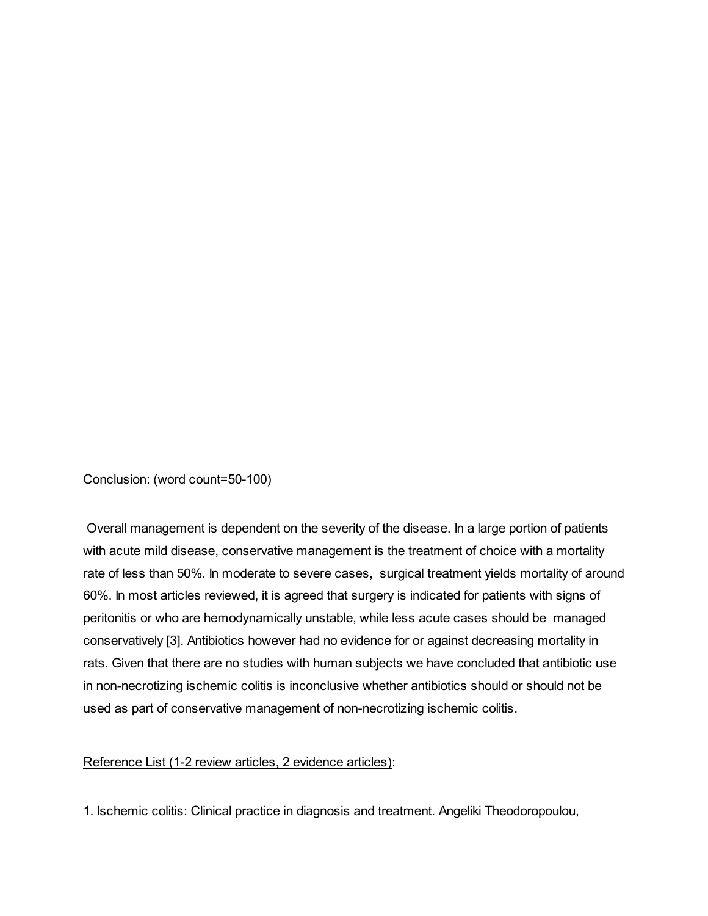<u>Conclusion: (word count=50-100)</u>

Overall management is dependent on the severity of the disease. In a large portion of patients with acute mild disease, conservative management is the treatment of choice with a mortality rate of less than 50%. In moderate to severe cases, surgical treatment yields mortality of around 60%. In most articles reviewed, it is agreed that surgery is indicated for patients with signs of peritonitis or who are hemodynamically unstable, while less acute cases should be managed conservatively [3]. Antibiotics however had no evidence for or against decreasing mortality in rats. Given that there are no studies with human subjects we have concluded that antibiotic use in non-necrotizing ischemic colitis is inconclusive whether antibiotics should or should not be used as part of conservative management of non-necrotizing ischemic colitis.

<u>Reference List (1-2 review articles, 2 evidence articles)</u>:

1. Ischemic colitis: Clinical practice in diagnosis and treatment. Angeliki Theodoropoulou,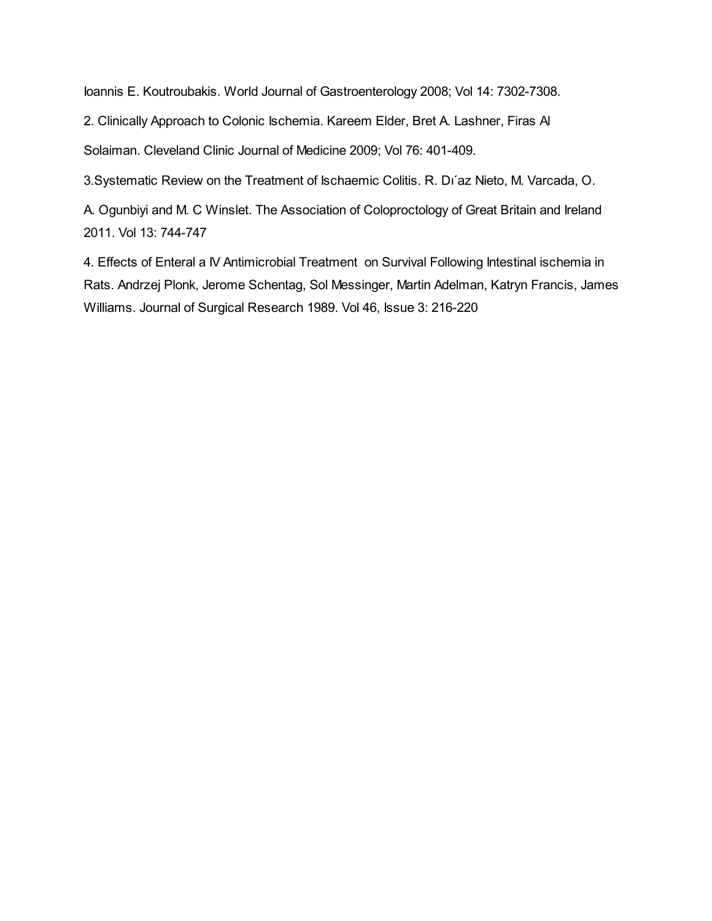Ioannis E. Koutroubakis. World Journal of Gastroenterology 2008; Vol 14: 7302-7308.

2. Clinically Approach to Colonic Ischemia. Kareem Elder, Bret A. Lashner, Firas Al Solaiman. Cleveland Clinic Journal of Medicine 2009; Vol 76: 401-409.

3.Systematic Review on the Treatment of Ischaemic Colitis. R. Dı´az Nieto, M. Varcada, O. A. Ogunbiyi and M. C Winslet. The Association of Coloproctology of Great Britain and Ireland 2011. Vol 13: 744-747

4. Effects of Enteral a IV Antimicrobial Treatment on Survival Following Intestinal ischemia in Rats. Andrzej Plonk, Jerome Schentag, Sol Messinger, Martin Adelman, Katryn Francis, James Williams. Journal of Surgical Research 1989. Vol 46, Issue 3: 216-220